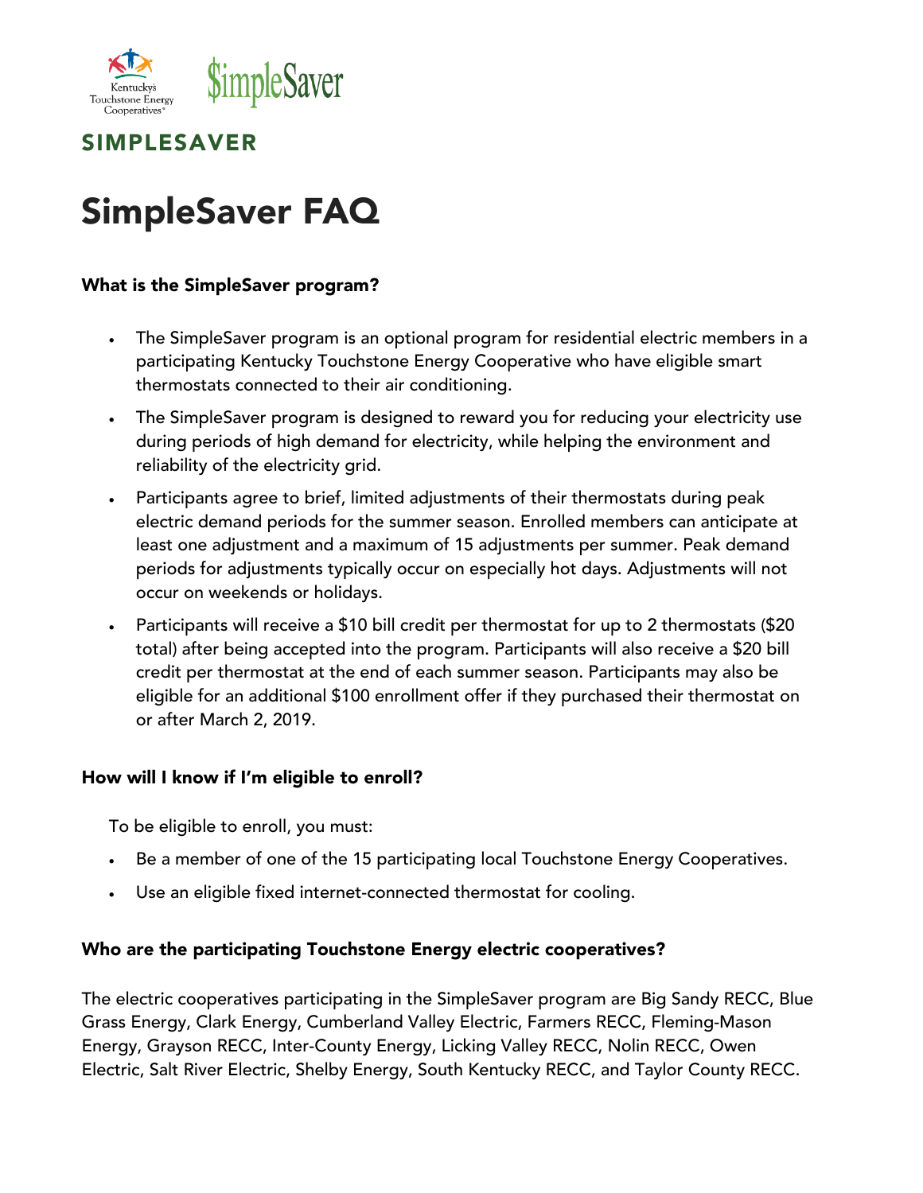SIMPLESAVER

# SimpleSaver FAQ

### What is the SimpleSaver program?

- The SimpleSaver program is an optional program for residential electric members in a participating Kentucky Touchstone Energy Cooperative who have eligible smart thermostats connected to their air conditioning.
- The SimpleSaver program is designed to reward you for reducing your electricity use during periods of high demand for electricity, while helping the environment and reliability of the electricity grid.
- Participants agree to brief, limited adjustments of their thermostats during peak electric demand periods for the summer season. Enrolled members can anticipate at least one adjustment and a maximum of 15 adjustments per summer. Peak demand periods for adjustments typically occur on especially hot days. Adjustments will not occur on weekends or holidays.
- Participants will receive a $10 bill credit per thermostat for up to 2 thermostats ($20 total) after being accepted into the program. Participants will also receive a $20 bill credit per thermostat at the end of each summer season. Participants may also be eligible for an additional $100 enrollment offer if they purchased their thermostat on or after March 2, 2019.

### How will I know if I'm eligible to enroll?

To be eligible to enroll, you must:

- Be a member of one of the 15 participating local Touchstone Energy Cooperatives.
- Use an eligible fixed internet-connected thermostat for cooling.

### Who are the participating Touchstone Energy electric cooperatives?

The electric cooperatives participating in the SimpleSaver program are Big Sandy RECC, Blue Grass Energy, Clark Energy, Cumberland Valley Electric, Farmers RECC, Fleming-Mason Energy, Grayson RECC, Inter-County Energy, Licking Valley RECC, Nolin RECC, Owen Electric, Salt River Electric, Shelby Energy, South Kentucky RECC, and Taylor County RECC.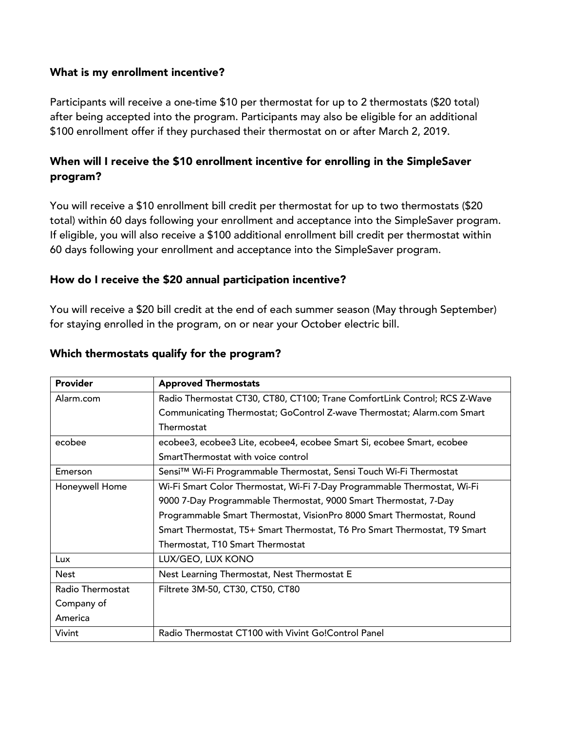### What is my enrollment incentive?

Participants will receive a one-time $10 per thermostat for up to 2 thermostats ($20 total) after being accepted into the program. Participants may also be eligible for an additional $100 enrollment offer if they purchased their thermostat on or after March 2, 2019.

### When will I receive the $10 enrollment incentive for enrolling in the SimpleSaver program?

You will receive a $10 enrollment bill credit per thermostat for up to two thermostats ($20 total) within 60 days following your enrollment and acceptance into the SimpleSaver program. If eligible, you will also receive a $100 additional enrollment bill credit per thermostat within 60 days following your enrollment and acceptance into the SimpleSaver program.

### How do I receive the $20 annual participation incentive?

You will receive a $20 bill credit at the end of each summer season (May through September) for staying enrolled in the program, on or near your October electric bill.

### Which thermostats qualify for the program?

| **Provider** | **Approved Thermostats** |
| --- | --- |
| Alarm.com | Radio Thermostat CT30, CT80, CT100; Trane ComfortLink Control; RCS Z-Wave Communicating Thermostat; GoControl Z-wave Thermostat; Alarm.com Smart Thermostat |
| ecobee | ecobee3, ecobee3 Lite, ecobee4, ecobee Smart Si, ecobee Smart, ecobee SmartThermostat with voice control |
| Emerson | Sensi™ Wi-Fi Programmable Thermostat, Sensi Touch Wi-Fi Thermostat |
| Honeywell Home | Wi-Fi Smart Color Thermostat, Wi-Fi 7-Day Programmable Thermostat, Wi-Fi 9000 7-Day Programmable Thermostat, 9000 Smart Thermostat, 7-Day Programmable Smart Thermostat, VisionPro 8000 Smart Thermostat, Round Smart Thermostat, T5+ Smart Thermostat, T6 Pro Smart Thermostat, T9 Smart Thermostat, T10 Smart Thermostat |
| Lux | LUX/GEO, LUX KONO |
| Nest | Nest Learning Thermostat, Nest Thermostat E |
| Radio Thermostat Company of America | Filtrete 3M-50, CT30, CT50, CT80 |
| Vivint | Radio Thermostat CT100 with Vivint Go!Control Panel |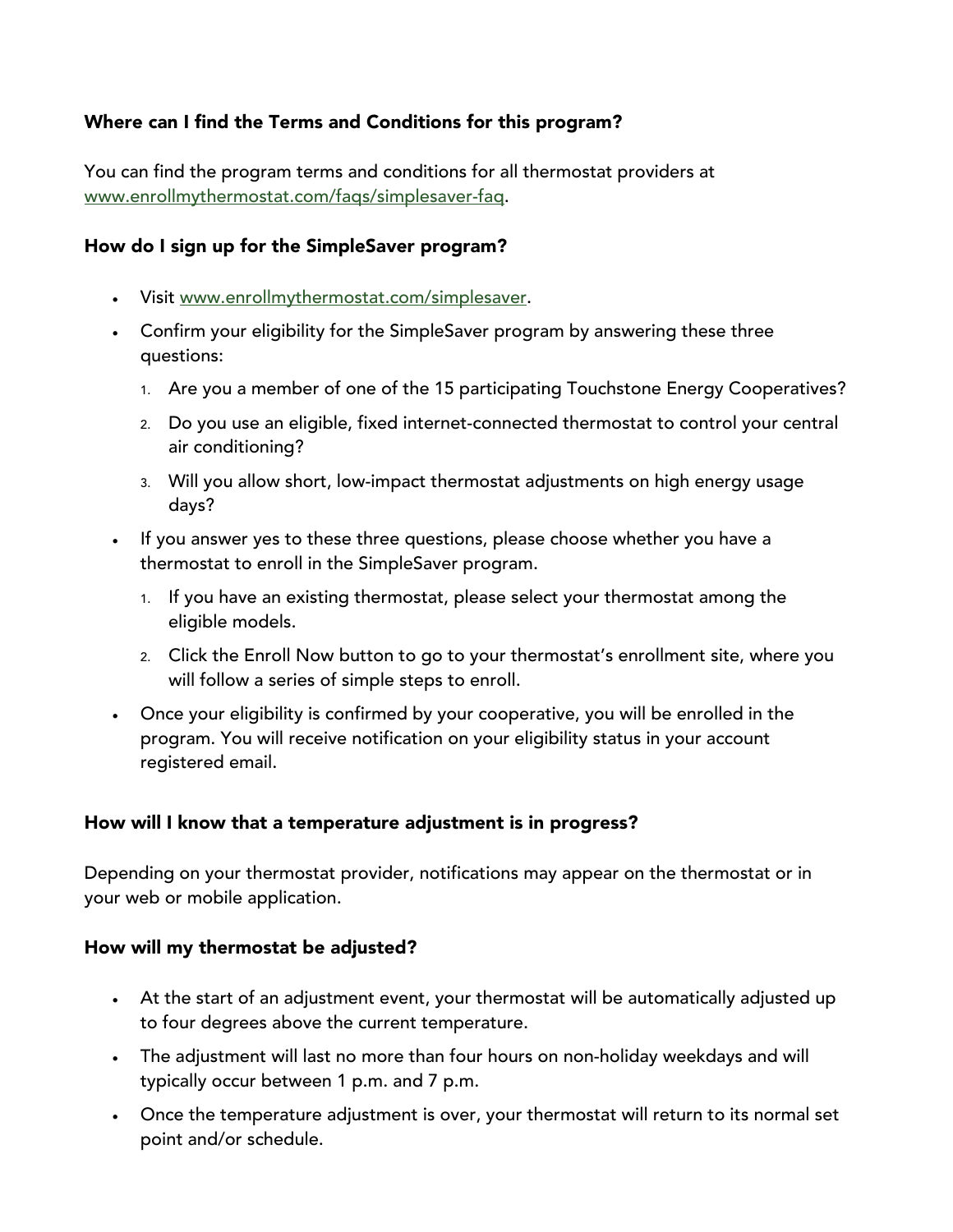### Where can I find the Terms and Conditions for this program?

You can find the program terms and conditions for all thermostat providers at [www.enrollmythermostat.com/faqs/simplesaver-faq](www.enrollmythermostat.com/faqs/simplesaver-faq).

### How do I sign up for the SimpleSaver program?

- Visit [www.enrollmythermostat.com/simplesaver](www.enrollmythermostat.com/simplesaver).
- Confirm your eligibility for the SimpleSaver program by answering these three questions:
  1. Are you a member of one of the 15 participating Touchstone Energy Cooperatives?
  2. Do you use an eligible, fixed internet-connected thermostat to control your central air conditioning?
  3. Will you allow short, low-impact thermostat adjustments on high energy usage days?
- If you answer yes to these three questions, please choose whether you have a thermostat to enroll in the SimpleSaver program.
  1. If you have an existing thermostat, please select your thermostat among the eligible models.
  2. Click the Enroll Now button to go to your thermostat's enrollment site, where you will follow a series of simple steps to enroll.
- Once your eligibility is confirmed by your cooperative, you will be enrolled in the program. You will receive notification on your eligibility status in your account registered email.

### How will I know that a temperature adjustment is in progress?

Depending on your thermostat provider, notifications may appear on the thermostat or in your web or mobile application.

### How will my thermostat be adjusted?

- At the start of an adjustment event, your thermostat will be automatically adjusted up to four degrees above the current temperature.
- The adjustment will last no more than four hours on non-holiday weekdays and will typically occur between 1 p.m. and 7 p.m.
- Once the temperature adjustment is over, your thermostat will return to its normal set point and/or schedule.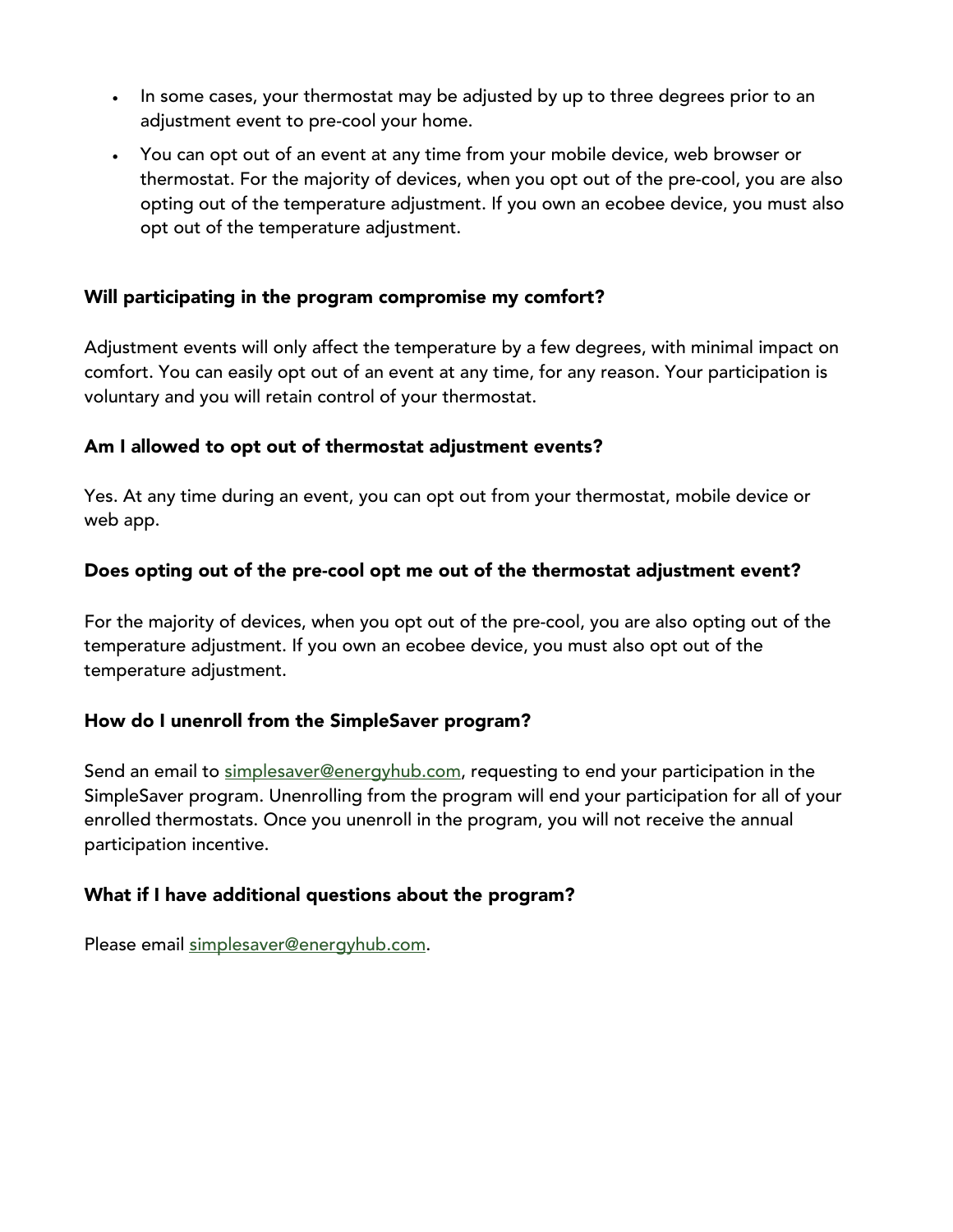- In some cases, your thermostat may be adjusted by up to three degrees prior to an adjustment event to pre-cool your home.
- You can opt out of an event at any time from your mobile device, web browser or thermostat. For the majority of devices, when you opt out of the pre-cool, you are also opting out of the temperature adjustment. If you own an ecobee device, you must also opt out of the temperature adjustment.

**Will participating in the program compromise my comfort?**

Adjustment events will only affect the temperature by a few degrees, with minimal impact on comfort. You can easily opt out of an event at any time, for any reason. Your participation is voluntary and you will retain control of your thermostat.

**Am I allowed to opt out of thermostat adjustment events?**

Yes. At any time during an event, you can opt out from your thermostat, mobile device or web app.

**Does opting out of the pre-cool opt me out of the thermostat adjustment event?**

For the majority of devices, when you opt out of the pre-cool, you are also opting out of the temperature adjustment. If you own an ecobee device, you must also opt out of the temperature adjustment.

**How do I unenroll from the SimpleSaver program?**

Send an email to simplesaver@energyhub.com, requesting to end your participation in the SimpleSaver program. Unenrolling from the program will end your participation for all of your enrolled thermostats. Once you unenroll in the program, you will not receive the annual participation incentive.

**What if I have additional questions about the program?**

Please email simplesaver@energyhub.com.